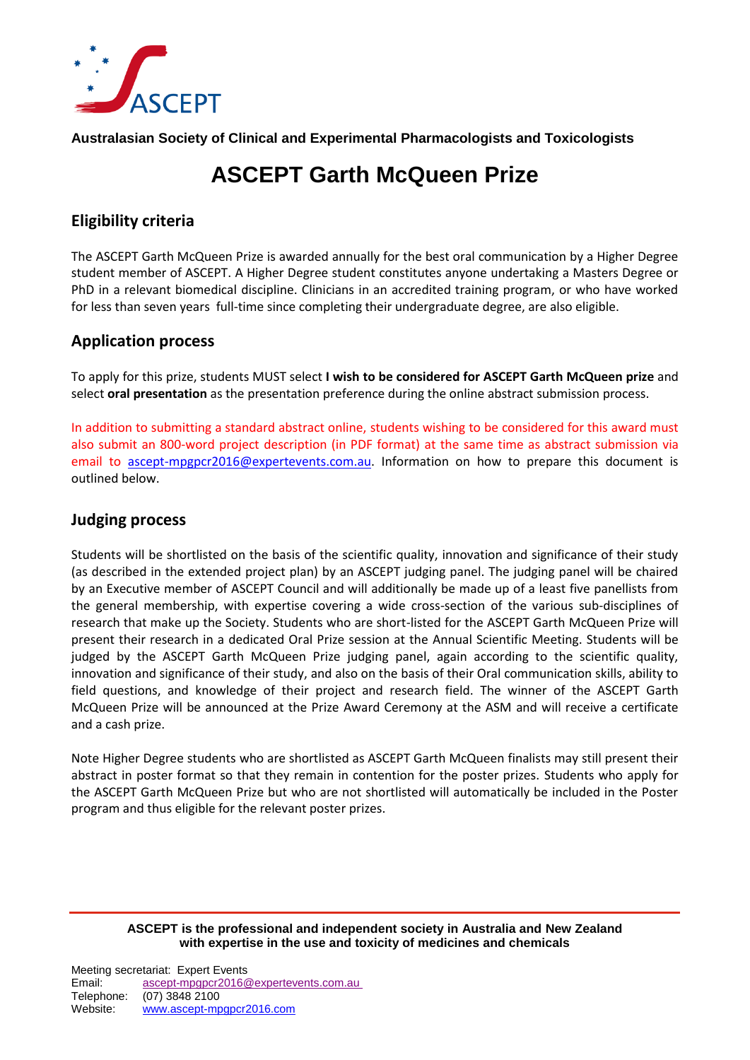ASCEPT

**Australasian Society of Clinical and Experimental Pharmacologists and Toxicologists**

# ASCEPT Garth McQueen Prize

## Eligibility criteria

The ASCEPT Garth McQueen Prize is awarded annually for the best oral communication by a Higher Degree student member of ASCEPT. A Higher Degree student constitutes anyone undertaking a Masters Degree or PhD in a relevant biomedical discipline. Clinicians in an accredited training program, or who have worked for less than seven years full-time since completing their undergraduate degree, are also eligible.

## Application process

To apply for this prize, students MUST select **I wish to be considered for ASCEPT Garth McQueen prize** and select **oral presentation** as the presentation preference during the online abstract submission process.

In addition to submitting a standard abstract online, students wishing to be considered for this award must also submit an 800-word project description (in PDF format) at the same time as abstract submission via email to ascept-mpgpcr2016@expertevents.com.au. Information on how to prepare this document is outlined below.

## Judging process

Students will be shortlisted on the basis of the scientific quality, innovation and significance of their study (as described in the extended project plan) by an ASCEPT judging panel. The judging panel will be chaired by an Executive member of ASCEPT Council and will additionally be made up of a least five panellists from the general membership, with expertise covering a wide cross-section of the various sub-disciplines of research that make up the Society. Students who are short-listed for the ASCEPT Garth McQueen Prize will present their research in a dedicated Oral Prize session at the Annual Scientific Meeting. Students will be judged by the ASCEPT Garth McQueen Prize judging panel, again according to the scientific quality, innovation and significance of their study, and also on the basis of their Oral communication skills, ability to field questions, and knowledge of their project and research field. The winner of the ASCEPT Garth McQueen Prize will be announced at the Prize Award Ceremony at the ASM and will receive a certificate and a cash prize.

Note Higher Degree students who are shortlisted as ASCEPT Garth McQueen finalists may still present their abstract in poster format so that they remain in contention for the poster prizes. Students who apply for the ASCEPT Garth McQueen Prize but who are not shortlisted will automatically be included in the Poster program and thus eligible for the relevant poster prizes.

**ASCEPT is the professional and independent society in Australia and New Zealand with expertise in the use and toxicity of medicines and chemicals**

Meeting secretariat: Expert Events
Email: ascept-mpgpcr2016@expertevents.com.au
Telephone: (07) 3848 2100
Website: www.ascept-mpgpcr2016.com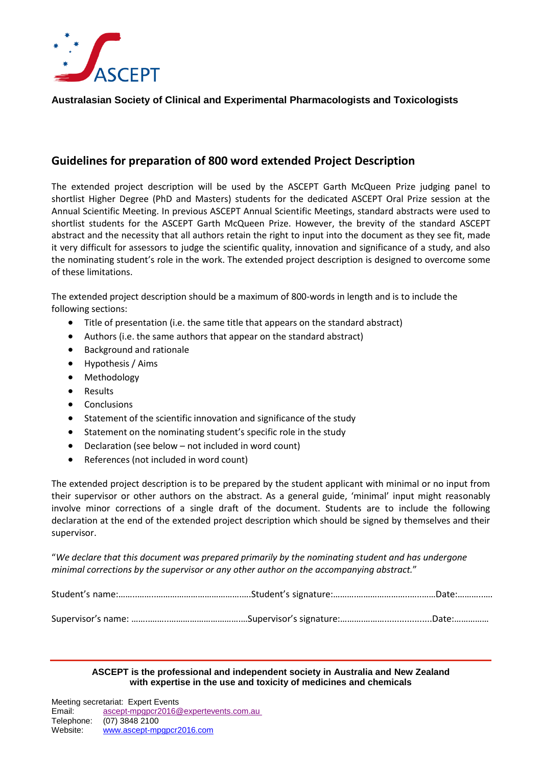**Australasian Society of Clinical and Experimental Pharmacologists and Toxicologists**

## Guidelines for preparation of 800 word extended Project Description

The extended project description will be used by the ASCEPT Garth McQueen Prize judging panel to shortlist Higher Degree (PhD and Masters) students for the dedicated ASCEPT Oral Prize session at the Annual Scientific Meeting. In previous ASCEPT Annual Scientific Meetings, standard abstracts were used to shortlist students for the ASCEPT Garth McQueen Prize. However, the brevity of the standard ASCEPT abstract and the necessity that all authors retain the right to input into the document as they see fit, made it very difficult for assessors to judge the scientific quality, innovation and significance of a study, and also the nominating student's role in the work. The extended project description is designed to overcome some of these limitations.

The extended project description should be a maximum of 800-words in length and is to include the following sections:

- Title of presentation (i.e. the same title that appears on the standard abstract)
- Authors (i.e. the same authors that appear on the standard abstract)
- Background and rationale
- Hypothesis / Aims
- Methodology
- Results
- Conclusions
- Statement of the scientific innovation and significance of the study
- Statement on the nominating student's specific role in the study
- Declaration (see below – not included in word count)
- References (not included in word count)

The extended project description is to be prepared by the student applicant with minimal or no input from their supervisor or other authors on the abstract. As a general guide, 'minimal' input might reasonably involve minor corrections of a single draft of the document. Students are to include the following declaration at the end of the extended project description which should be signed by themselves and their supervisor.

"*We declare that this document was prepared primarily by the nominating student and has undergone minimal corrections by the supervisor or any other author on the accompanying abstract.*"

Student's name:…………………………………………………….Student's signature:……………………………………….Date:…………..

Supervisor's name: ……………………………………………Supervisor's signature:…………………...................Date:……………

**ASCEPT is the professional and independent society in Australia and New Zealand with expertise in the use and toxicity of medicines and chemicals**

Meeting secretariat: Expert Events
Email: ascept-mpgpcr2016@expertevents.com.au
Telephone: (07) 3848 2100
Website: www.ascept-mpgpcr2016.com